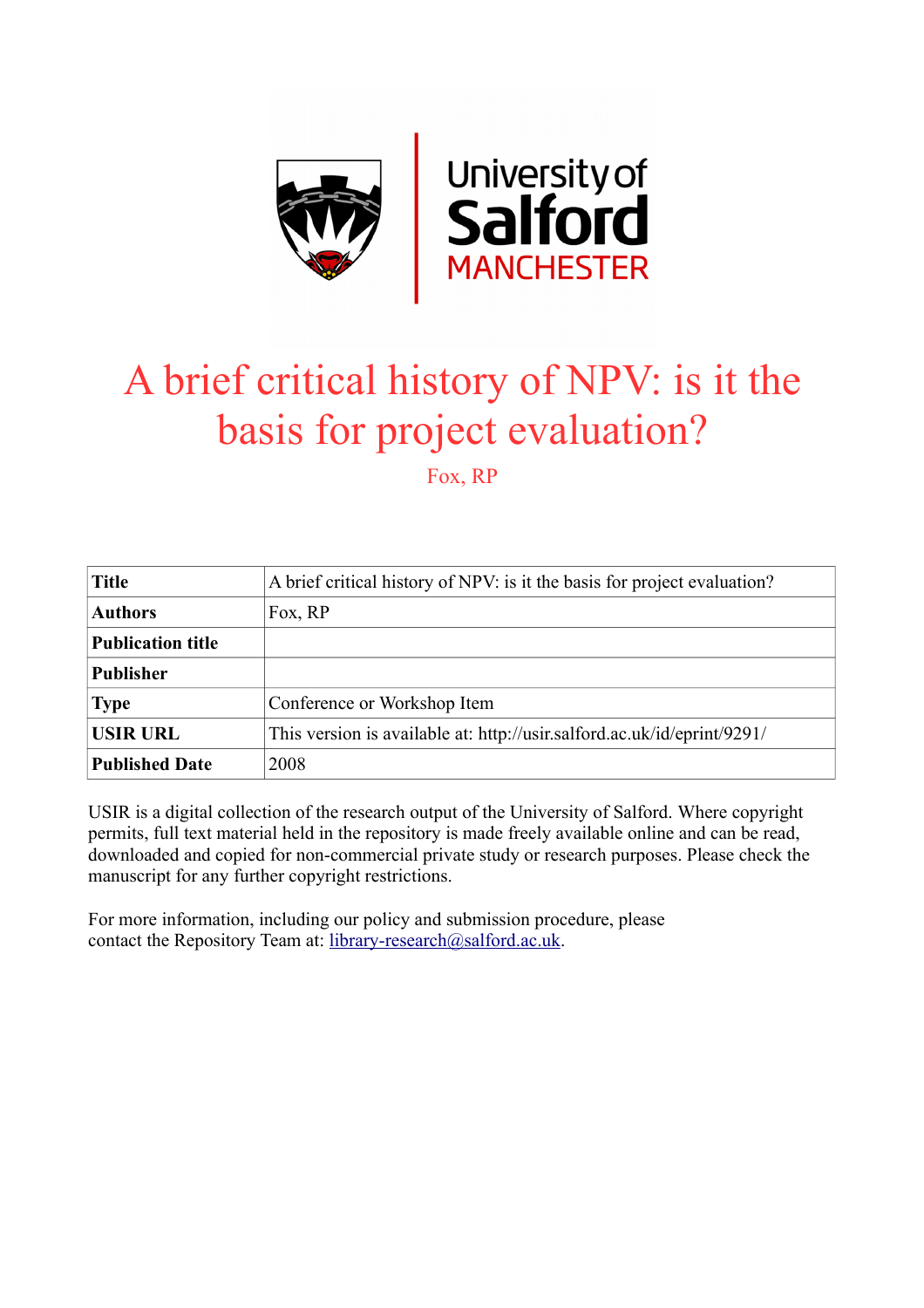# A brief critical history of NPV: is it the basis for project evaluation?

Fox, RP

| **Title** | A brief critical history of NPV: is it the basis for project evaluation? |
|---|---|
| **Authors** | Fox, RP |
| **Publication title** | |
| **Publisher** | |
| **Type** | Conference or Workshop Item |
| **USIR URL** | This version is available at: http://usir.salford.ac.uk/id/eprint/9291/ |
| **Published Date** | 2008 |

USIR is a digital collection of the research output of the University of Salford. Where copyright permits, full text material held in the repository is made freely available online and can be read, downloaded and copied for non-commercial private study or research purposes. Please check the manuscript for any further copyright restrictions.

For more information, including our policy and submission procedure, please contact the Repository Team at: library-research@salford.ac.uk.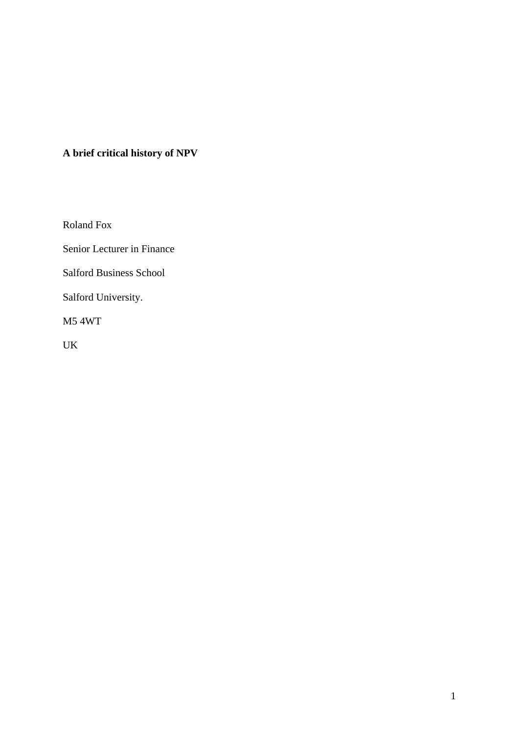**A brief critical history of NPV**

Roland Fox

Senior Lecturer in Finance

Salford Business School

Salford University.

M5 4WT

UK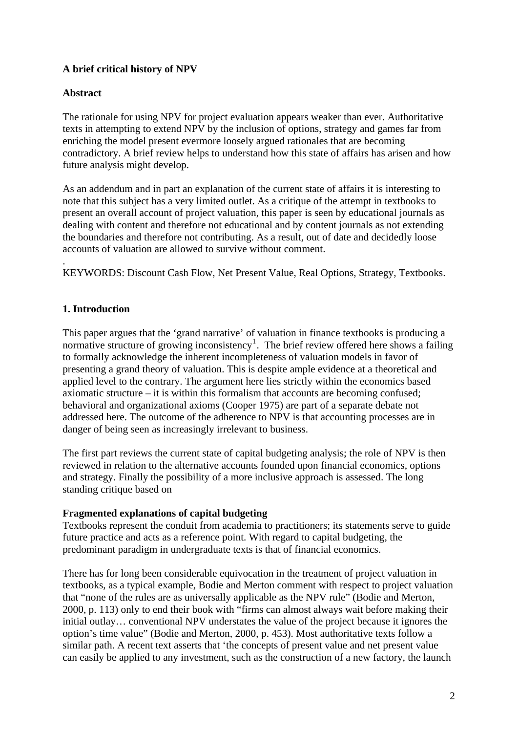**A brief critical history of NPV**

**Abstract**

The rationale for using NPV for project evaluation appears weaker than ever. Authoritative texts in attempting to extend NPV by the inclusion of options, strategy and games far from enriching the model present evermore loosely argued rationales that are becoming contradictory. A brief review helps to understand how this state of affairs has arisen and how future analysis might develop.

As an addendum and in part an explanation of the current state of affairs it is interesting to note that this subject has a very limited outlet. As a critique of the attempt in textbooks to present an overall account of project valuation, this paper is seen by educational journals as dealing with content and therefore not educational and by content journals as not extending the boundaries and therefore not contributing. As a result, out of date and decidedly loose accounts of valuation are allowed to survive without comment.

.

KEYWORDS: Discount Cash Flow, Net Present Value, Real Options, Strategy, Textbooks.

**1. Introduction**

This paper argues that the 'grand narrative' of valuation in finance textbooks is producing a normative structure of growing inconsistency[1]. The brief review offered here shows a failing to formally acknowledge the inherent incompleteness of valuation models in favor of presenting a grand theory of valuation. This is despite ample evidence at a theoretical and applied level to the contrary. The argument here lies strictly within the economics based axiomatic structure – it is within this formalism that accounts are becoming confused; behavioral and organizational axioms (Cooper 1975) are part of a separate debate not addressed here. The outcome of the adherence to NPV is that accounting processes are in danger of being seen as increasingly irrelevant to business.

The first part reviews the current state of capital budgeting analysis; the role of NPV is then reviewed in relation to the alternative accounts founded upon financial economics, options and strategy. Finally the possibility of a more inclusive approach is assessed. The long standing critique based on

**Fragmented explanations of capital budgeting**

Textbooks represent the conduit from academia to practitioners; its statements serve to guide future practice and acts as a reference point. With regard to capital budgeting, the predominant paradigm in undergraduate texts is that of financial economics.

There has for long been considerable equivocation in the treatment of project valuation in textbooks, as a typical example, Bodie and Merton comment with respect to project valuation that "none of the rules are as universally applicable as the NPV rule" (Bodie and Merton, 2000, p. 113) only to end their book with "firms can almost always wait before making their initial outlay… conventional NPV understates the value of the project because it ignores the option's time value" (Bodie and Merton, 2000, p. 453). Most authoritative texts follow a similar path. A recent text asserts that 'the concepts of present value and net present value can easily be applied to any investment, such as the construction of a new factory, the launch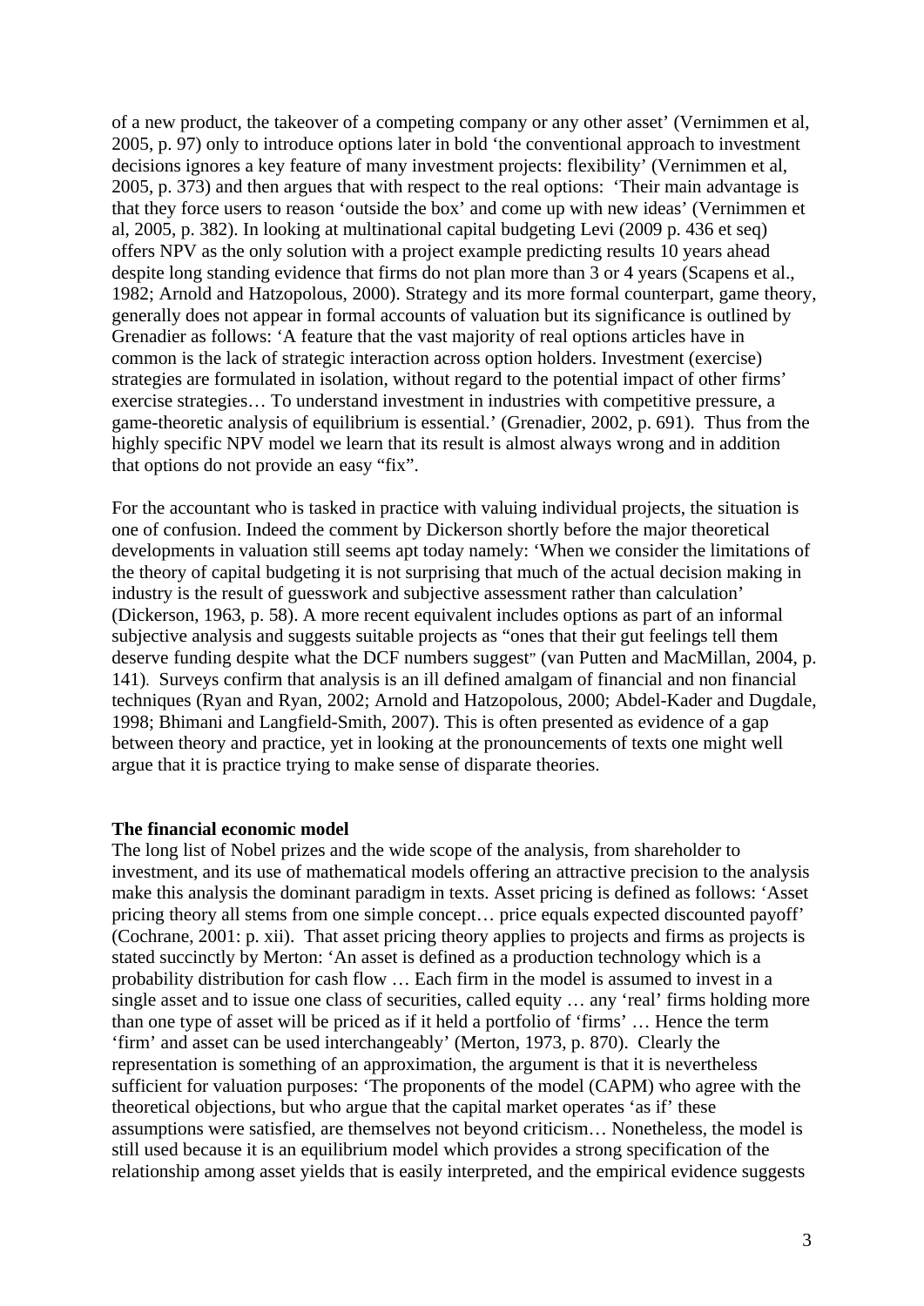of a new product, the takeover of a competing company or any other asset' (Vernimmen et al, 2005, p. 97) only to introduce options later in bold 'the conventional approach to investment decisions ignores a key feature of many investment projects: flexibility' (Vernimmen et al, 2005, p. 373) and then argues that with respect to the real options: 'Their main advantage is that they force users to reason 'outside the box' and come up with new ideas' (Vernimmen et al, 2005, p. 382). In looking at multinational capital budgeting Levi (2009 p. 436 et seq) offers NPV as the only solution with a project example predicting results 10 years ahead despite long standing evidence that firms do not plan more than 3 or 4 years (Scapens et al., 1982; Arnold and Hatzopolous, 2000). Strategy and its more formal counterpart, game theory, generally does not appear in formal accounts of valuation but its significance is outlined by Grenadier as follows: 'A feature that the vast majority of real options articles have in common is the lack of strategic interaction across option holders. Investment (exercise) strategies are formulated in isolation, without regard to the potential impact of other firms' exercise strategies… To understand investment in industries with competitive pressure, a game-theoretic analysis of equilibrium is essential.' (Grenadier, 2002, p. 691). Thus from the highly specific NPV model we learn that its result is almost always wrong and in addition that options do not provide an easy "fix".

For the accountant who is tasked in practice with valuing individual projects, the situation is one of confusion. Indeed the comment by Dickerson shortly before the major theoretical developments in valuation still seems apt today namely: 'When we consider the limitations of the theory of capital budgeting it is not surprising that much of the actual decision making in industry is the result of guesswork and subjective assessment rather than calculation' (Dickerson, 1963, p. 58). A more recent equivalent includes options as part of an informal subjective analysis and suggests suitable projects as "ones that their gut feelings tell them deserve funding despite what the DCF numbers suggest" (van Putten and MacMillan, 2004, p. 141). Surveys confirm that analysis is an ill defined amalgam of financial and non financial techniques (Ryan and Ryan, 2002; Arnold and Hatzopolous, 2000; Abdel-Kader and Dugdale, 1998; Bhimani and Langfield-Smith, 2007). This is often presented as evidence of a gap between theory and practice, yet in looking at the pronouncements of texts one might well argue that it is practice trying to make sense of disparate theories.

**The financial economic model**

The long list of Nobel prizes and the wide scope of the analysis, from shareholder to investment, and its use of mathematical models offering an attractive precision to the analysis make this analysis the dominant paradigm in texts. Asset pricing is defined as follows: 'Asset pricing theory all stems from one simple concept… price equals expected discounted payoff' (Cochrane, 2001: p. xii). That asset pricing theory applies to projects and firms as projects is stated succinctly by Merton: 'An asset is defined as a production technology which is a probability distribution for cash flow … Each firm in the model is assumed to invest in a single asset and to issue one class of securities, called equity … any 'real' firms holding more than one type of asset will be priced as if it held a portfolio of 'firms' … Hence the term 'firm' and asset can be used interchangeably' (Merton, 1973, p. 870). Clearly the representation is something of an approximation, the argument is that it is nevertheless sufficient for valuation purposes: 'The proponents of the model (CAPM) who agree with the theoretical objections, but who argue that the capital market operates 'as if' these assumptions were satisfied, are themselves not beyond criticism… Nonetheless, the model is still used because it is an equilibrium model which provides a strong specification of the relationship among asset yields that is easily interpreted, and the empirical evidence suggests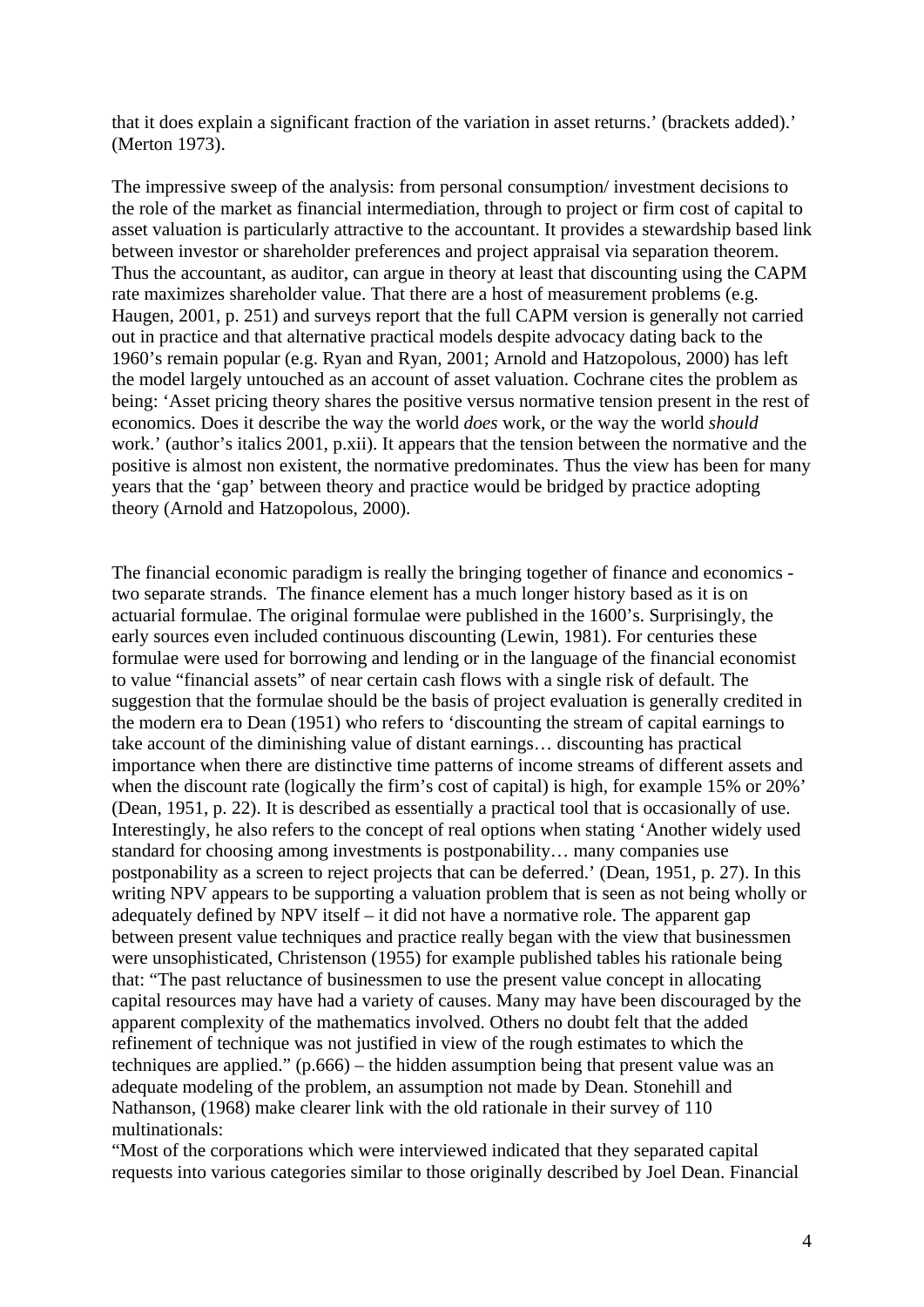that it does explain a significant fraction of the variation in asset returns.' (brackets added).' (Merton 1973).

The impressive sweep of the analysis: from personal consumption/ investment decisions to the role of the market as financial intermediation, through to project or firm cost of capital to asset valuation is particularly attractive to the accountant. It provides a stewardship based link between investor or shareholder preferences and project appraisal via separation theorem. Thus the accountant, as auditor, can argue in theory at least that discounting using the CAPM rate maximizes shareholder value. That there are a host of measurement problems (e.g. Haugen, 2001, p. 251) and surveys report that the full CAPM version is generally not carried out in practice and that alternative practical models despite advocacy dating back to the 1960's remain popular (e.g. Ryan and Ryan, 2001; Arnold and Hatzopolous, 2000) has left the model largely untouched as an account of asset valuation. Cochrane cites the problem as being: 'Asset pricing theory shares the positive versus normative tension present in the rest of economics. Does it describe the way the world *does* work, or the way the world *should* work.' (author's italics 2001, p.xii). It appears that the tension between the normative and the positive is almost non existent, the normative predominates. Thus the view has been for many years that the 'gap' between theory and practice would be bridged by practice adopting theory (Arnold and Hatzopolous, 2000).

The financial economic paradigm is really the bringing together of finance and economics - two separate strands. The finance element has a much longer history based as it is on actuarial formulae. The original formulae were published in the 1600's. Surprisingly, the early sources even included continuous discounting (Lewin, 1981). For centuries these formulae were used for borrowing and lending or in the language of the financial economist to value "financial assets" of near certain cash flows with a single risk of default. The suggestion that the formulae should be the basis of project evaluation is generally credited in the modern era to Dean (1951) who refers to 'discounting the stream of capital earnings to take account of the diminishing value of distant earnings… discounting has practical importance when there are distinctive time patterns of income streams of different assets and when the discount rate (logically the firm's cost of capital) is high, for example 15% or 20%' (Dean, 1951, p. 22). It is described as essentially a practical tool that is occasionally of use. Interestingly, he also refers to the concept of real options when stating 'Another widely used standard for choosing among investments is postponability… many companies use postponability as a screen to reject projects that can be deferred.' (Dean, 1951, p. 27). In this writing NPV appears to be supporting a valuation problem that is seen as not being wholly or adequately defined by NPV itself – it did not have a normative role. The apparent gap between present value techniques and practice really began with the view that businessmen were unsophisticated, Christenson (1955) for example published tables his rationale being that: "The past reluctance of businessmen to use the present value concept in allocating capital resources may have had a variety of causes. Many may have been discouraged by the apparent complexity of the mathematics involved. Others no doubt felt that the added refinement of technique was not justified in view of the rough estimates to which the techniques are applied." (p.666) – the hidden assumption being that present value was an adequate modeling of the problem, an assumption not made by Dean. Stonehill and Nathanson, (1968) make clearer link with the old rationale in their survey of 110 multinationals:

"Most of the corporations which were interviewed indicated that they separated capital requests into various categories similar to those originally described by Joel Dean. Financial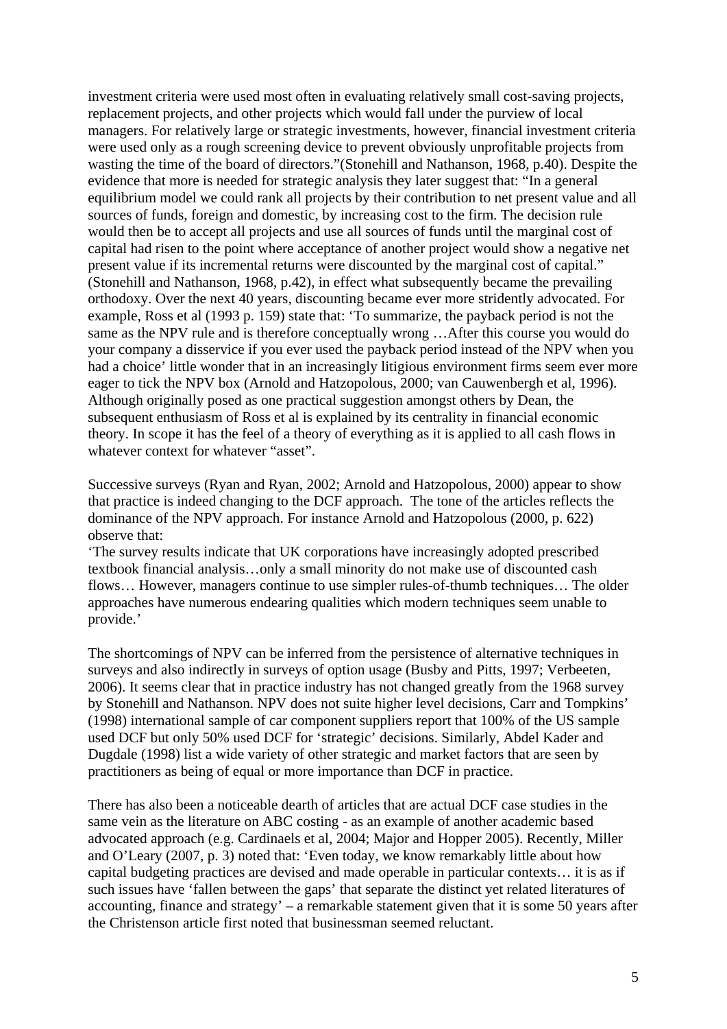investment criteria were used most often in evaluating relatively small cost-saving projects, replacement projects, and other projects which would fall under the purview of local managers. For relatively large or strategic investments, however, financial investment criteria were used only as a rough screening device to prevent obviously unprofitable projects from wasting the time of the board of directors."(Stonehill and Nathanson, 1968, p.40). Despite the evidence that more is needed for strategic analysis they later suggest that: "In a general equilibrium model we could rank all projects by their contribution to net present value and all sources of funds, foreign and domestic, by increasing cost to the firm. The decision rule would then be to accept all projects and use all sources of funds until the marginal cost of capital had risen to the point where acceptance of another project would show a negative net present value if its incremental returns were discounted by the marginal cost of capital." (Stonehill and Nathanson, 1968, p.42), in effect what subsequently became the prevailing orthodoxy. Over the next 40 years, discounting became ever more stridently advocated. For example, Ross et al (1993 p. 159) state that: 'To summarize, the payback period is not the same as the NPV rule and is therefore conceptually wrong …After this course you would do your company a disservice if you ever used the payback period instead of the NPV when you had a choice' little wonder that in an increasingly litigious environment firms seem ever more eager to tick the NPV box (Arnold and Hatzopolous, 2000; van Cauwenbergh et al, 1996). Although originally posed as one practical suggestion amongst others by Dean, the subsequent enthusiasm of Ross et al is explained by its centrality in financial economic theory. In scope it has the feel of a theory of everything as it is applied to all cash flows in whatever context for whatever "asset".

Successive surveys (Ryan and Ryan, 2002; Arnold and Hatzopolous, 2000) appear to show that practice is indeed changing to the DCF approach. The tone of the articles reflects the dominance of the NPV approach. For instance Arnold and Hatzopolous (2000, p. 622) observe that:
'The survey results indicate that UK corporations have increasingly adopted prescribed textbook financial analysis…only a small minority do not make use of discounted cash flows… However, managers continue to use simpler rules-of-thumb techniques… The older approaches have numerous endearing qualities which modern techniques seem unable to provide.'

The shortcomings of NPV can be inferred from the persistence of alternative techniques in surveys and also indirectly in surveys of option usage (Busby and Pitts, 1997; Verbeeten, 2006). It seems clear that in practice industry has not changed greatly from the 1968 survey by Stonehill and Nathanson. NPV does not suite higher level decisions, Carr and Tompkins' (1998) international sample of car component suppliers report that 100% of the US sample used DCF but only 50% used DCF for 'strategic' decisions. Similarly, Abdel Kader and Dugdale (1998) list a wide variety of other strategic and market factors that are seen by practitioners as being of equal or more importance than DCF in practice.

There has also been a noticeable dearth of articles that are actual DCF case studies in the same vein as the literature on ABC costing - as an example of another academic based advocated approach (e.g. Cardinaels et al, 2004; Major and Hopper 2005). Recently, Miller and O'Leary (2007, p. 3) noted that: 'Even today, we know remarkably little about how capital budgeting practices are devised and made operable in particular contexts… it is as if such issues have 'fallen between the gaps' that separate the distinct yet related literatures of accounting, finance and strategy' – a remarkable statement given that it is some 50 years after the Christenson article first noted that businessman seemed reluctant.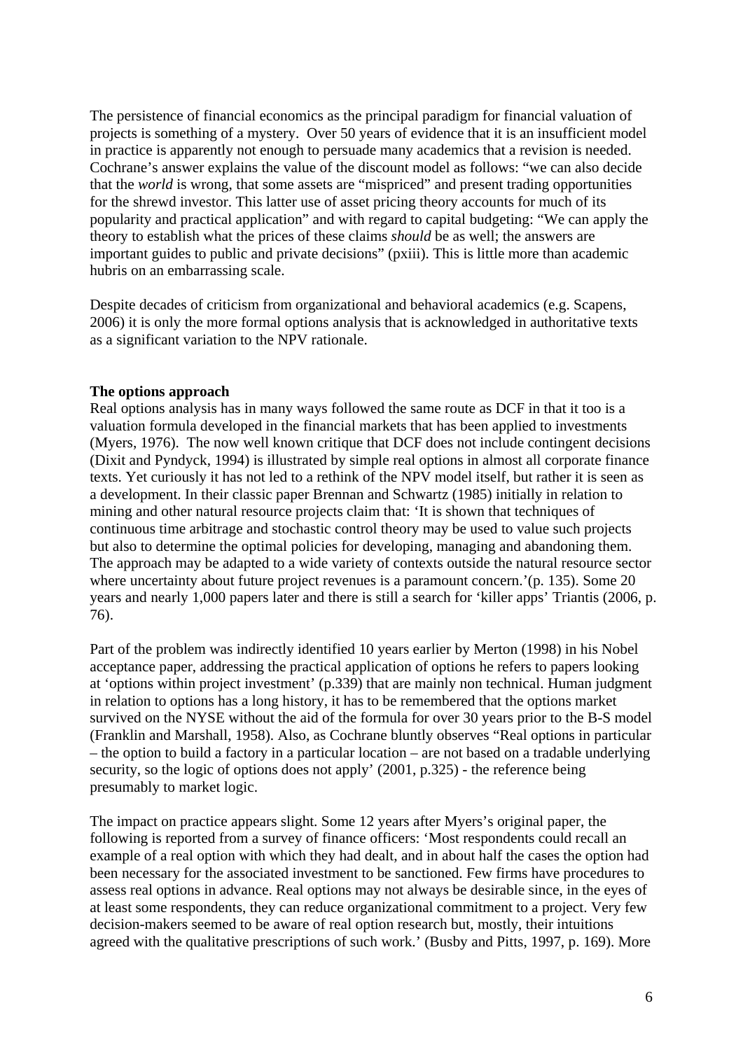The persistence of financial economics as the principal paradigm for financial valuation of projects is something of a mystery. Over 50 years of evidence that it is an insufficient model in practice is apparently not enough to persuade many academics that a revision is needed. Cochrane's answer explains the value of the discount model as follows: "we can also decide that the *world* is wrong, that some assets are "mispriced" and present trading opportunities for the shrewd investor. This latter use of asset pricing theory accounts for much of its popularity and practical application" and with regard to capital budgeting: "We can apply the theory to establish what the prices of these claims *should* be as well; the answers are important guides to public and private decisions" (pxiii). This is little more than academic hubris on an embarrassing scale.

Despite decades of criticism from organizational and behavioral academics (e.g. Scapens, 2006) it is only the more formal options analysis that is acknowledged in authoritative texts as a significant variation to the NPV rationale.

**The options approach**

Real options analysis has in many ways followed the same route as DCF in that it too is a valuation formula developed in the financial markets that has been applied to investments (Myers, 1976). The now well known critique that DCF does not include contingent decisions (Dixit and Pyndyck, 1994) is illustrated by simple real options in almost all corporate finance texts. Yet curiously it has not led to a rethink of the NPV model itself, but rather it is seen as a development. In their classic paper Brennan and Schwartz (1985) initially in relation to mining and other natural resource projects claim that: 'It is shown that techniques of continuous time arbitrage and stochastic control theory may be used to value such projects but also to determine the optimal policies for developing, managing and abandoning them. The approach may be adapted to a wide variety of contexts outside the natural resource sector where uncertainty about future project revenues is a paramount concern.'(p. 135). Some 20 years and nearly 1,000 papers later and there is still a search for 'killer apps' Triantis (2006, p. 76).

Part of the problem was indirectly identified 10 years earlier by Merton (1998) in his Nobel acceptance paper, addressing the practical application of options he refers to papers looking at 'options within project investment' (p.339) that are mainly non technical. Human judgment in relation to options has a long history, it has to be remembered that the options market survived on the NYSE without the aid of the formula for over 30 years prior to the B-S model (Franklin and Marshall, 1958). Also, as Cochrane bluntly observes "Real options in particular – the option to build a factory in a particular location – are not based on a tradable underlying security, so the logic of options does not apply' (2001, p.325) - the reference being presumably to market logic.

The impact on practice appears slight. Some 12 years after Myers's original paper, the following is reported from a survey of finance officers: 'Most respondents could recall an example of a real option with which they had dealt, and in about half the cases the option had been necessary for the associated investment to be sanctioned. Few firms have procedures to assess real options in advance. Real options may not always be desirable since, in the eyes of at least some respondents, they can reduce organizational commitment to a project. Very few decision-makers seemed to be aware of real option research but, mostly, their intuitions agreed with the qualitative prescriptions of such work.' (Busby and Pitts, 1997, p. 169). More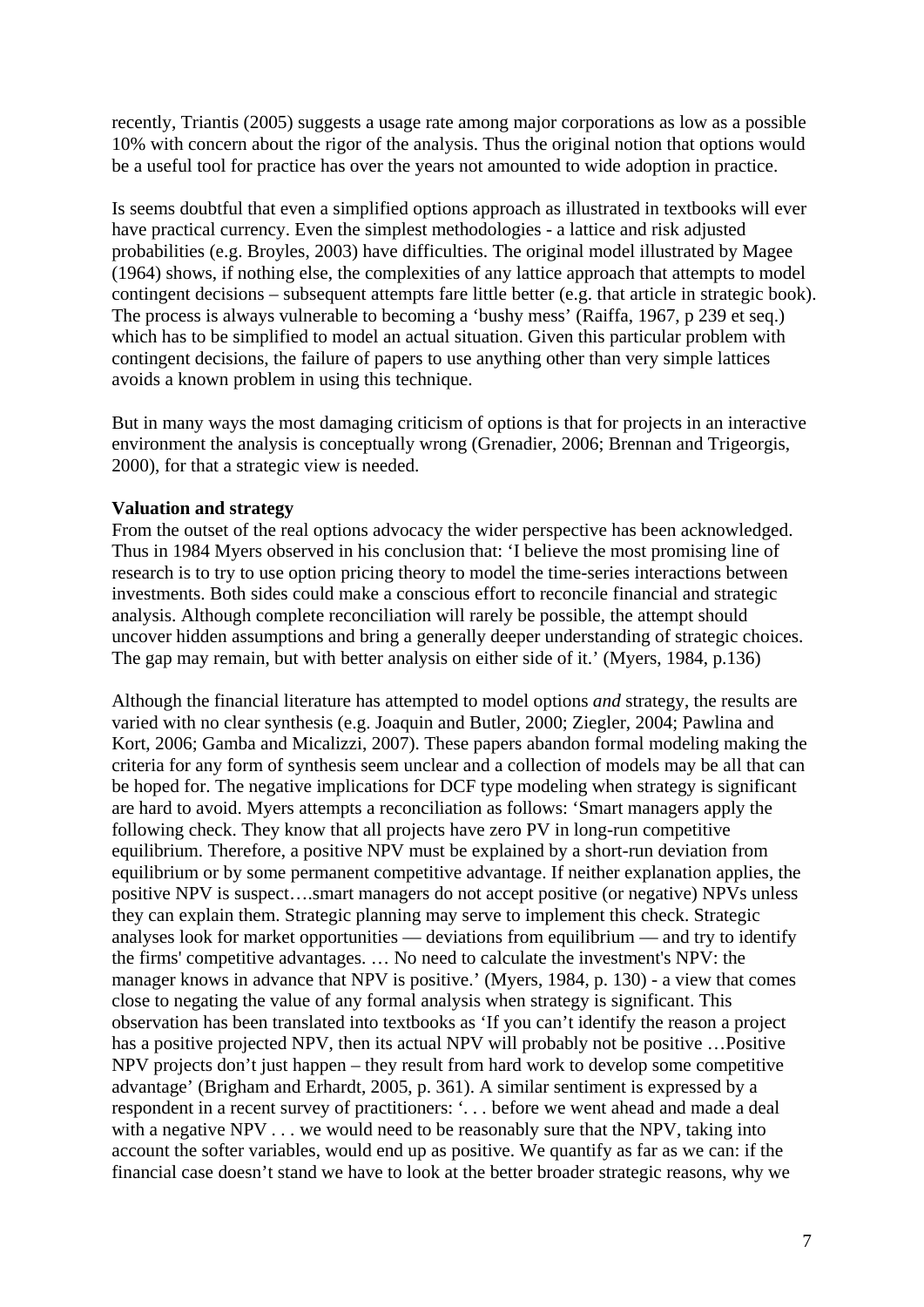recently, Triantis (2005) suggests a usage rate among major corporations as low as a possible 10% with concern about the rigor of the analysis. Thus the original notion that options would be a useful tool for practice has over the years not amounted to wide adoption in practice.

Is seems doubtful that even a simplified options approach as illustrated in textbooks will ever have practical currency. Even the simplest methodologies - a lattice and risk adjusted probabilities (e.g. Broyles, 2003) have difficulties. The original model illustrated by Magee (1964) shows, if nothing else, the complexities of any lattice approach that attempts to model contingent decisions – subsequent attempts fare little better (e.g. that article in strategic book). The process is always vulnerable to becoming a 'bushy mess' (Raiffa, 1967, p 239 et seq.) which has to be simplified to model an actual situation. Given this particular problem with contingent decisions, the failure of papers to use anything other than very simple lattices avoids a known problem in using this technique.

But in many ways the most damaging criticism of options is that for projects in an interactive environment the analysis is conceptually wrong (Grenadier, 2006; Brennan and Trigeorgis, 2000), for that a strategic view is needed.

**Valuation and strategy**

From the outset of the real options advocacy the wider perspective has been acknowledged. Thus in 1984 Myers observed in his conclusion that: 'I believe the most promising line of research is to try to use option pricing theory to model the time-series interactions between investments. Both sides could make a conscious effort to reconcile financial and strategic analysis. Although complete reconciliation will rarely be possible, the attempt should uncover hidden assumptions and bring a generally deeper understanding of strategic choices. The gap may remain, but with better analysis on either side of it.' (Myers, 1984, p.136)

Although the financial literature has attempted to model options *and* strategy, the results are varied with no clear synthesis (e.g. Joaquin and Butler, 2000; Ziegler, 2004; Pawlina and Kort, 2006; Gamba and Micalizzi, 2007). These papers abandon formal modeling making the criteria for any form of synthesis seem unclear and a collection of models may be all that can be hoped for. The negative implications for DCF type modeling when strategy is significant are hard to avoid. Myers attempts a reconciliation as follows: 'Smart managers apply the following check. They know that all projects have zero PV in long-run competitive equilibrium. Therefore, a positive NPV must be explained by a short-run deviation from equilibrium or by some permanent competitive advantage. If neither explanation applies, the positive NPV is suspect….smart managers do not accept positive (or negative) NPVs unless they can explain them. Strategic planning may serve to implement this check. Strategic analyses look for market opportunities — deviations from equilibrium — and try to identify the firms' competitive advantages. … No need to calculate the investment's NPV: the manager knows in advance that NPV is positive.' (Myers, 1984, p. 130) - a view that comes close to negating the value of any formal analysis when strategy is significant. This observation has been translated into textbooks as 'If you can't identify the reason a project has a positive projected NPV, then its actual NPV will probably not be positive …Positive NPV projects don't just happen – they result from hard work to develop some competitive advantage' (Brigham and Erhardt, 2005, p. 361). A similar sentiment is expressed by a respondent in a recent survey of practitioners: '. . . before we went ahead and made a deal with a negative NPV . . . we would need to be reasonably sure that the NPV, taking into account the softer variables, would end up as positive. We quantify as far as we can: if the financial case doesn't stand we have to look at the better broader strategic reasons, why we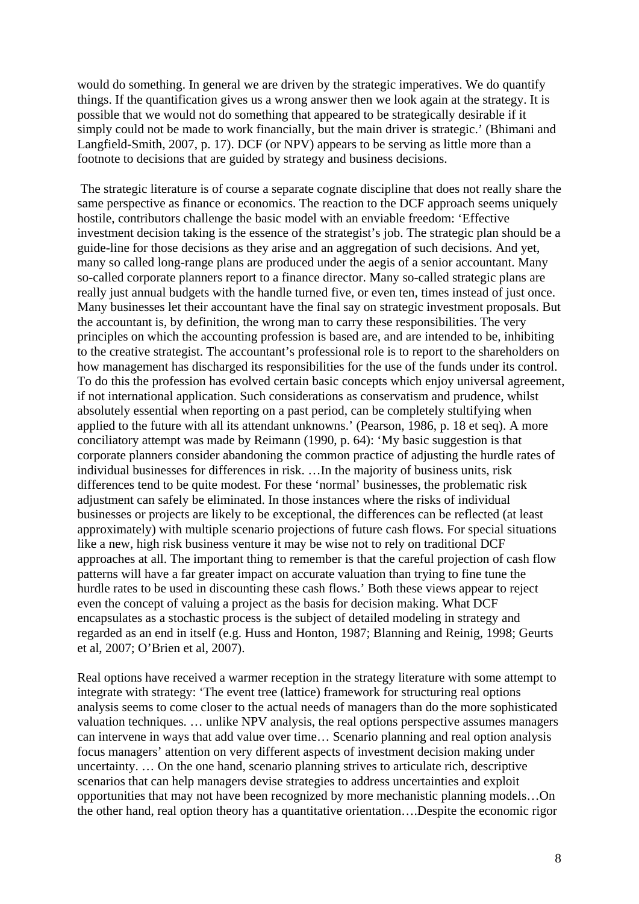would do something. In general we are driven by the strategic imperatives. We do quantify things. If the quantification gives us a wrong answer then we look again at the strategy. It is possible that we would not do something that appeared to be strategically desirable if it simply could not be made to work financially, but the main driver is strategic.' (Bhimani and Langfield-Smith, 2007, p. 17). DCF (or NPV) appears to be serving as little more than a footnote to decisions that are guided by strategy and business decisions.

The strategic literature is of course a separate cognate discipline that does not really share the same perspective as finance or economics. The reaction to the DCF approach seems uniquely hostile, contributors challenge the basic model with an enviable freedom: 'Effective investment decision taking is the essence of the strategist's job. The strategic plan should be a guide-line for those decisions as they arise and an aggregation of such decisions. And yet, many so called long-range plans are produced under the aegis of a senior accountant. Many so-called corporate planners report to a finance director. Many so-called strategic plans are really just annual budgets with the handle turned five, or even ten, times instead of just once. Many businesses let their accountant have the final say on strategic investment proposals. But the accountant is, by definition, the wrong man to carry these responsibilities. The very principles on which the accounting profession is based are, and are intended to be, inhibiting to the creative strategist. The accountant's professional role is to report to the shareholders on how management has discharged its responsibilities for the use of the funds under its control. To do this the profession has evolved certain basic concepts which enjoy universal agreement, if not international application. Such considerations as conservatism and prudence, whilst absolutely essential when reporting on a past period, can be completely stultifying when applied to the future with all its attendant unknowns.' (Pearson, 1986, p. 18 et seq). A more conciliatory attempt was made by Reimann (1990, p. 64): 'My basic suggestion is that corporate planners consider abandoning the common practice of adjusting the hurdle rates of individual businesses for differences in risk. …In the majority of business units, risk differences tend to be quite modest. For these 'normal' businesses, the problematic risk adjustment can safely be eliminated. In those instances where the risks of individual businesses or projects are likely to be exceptional, the differences can be reflected (at least approximately) with multiple scenario projections of future cash flows. For special situations like a new, high risk business venture it may be wise not to rely on traditional DCF approaches at all. The important thing to remember is that the careful projection of cash flow patterns will have a far greater impact on accurate valuation than trying to fine tune the hurdle rates to be used in discounting these cash flows.' Both these views appear to reject even the concept of valuing a project as the basis for decision making. What DCF encapsulates as a stochastic process is the subject of detailed modeling in strategy and regarded as an end in itself (e.g. Huss and Honton, 1987; Blanning and Reinig, 1998; Geurts et al, 2007; O'Brien et al, 2007).

Real options have received a warmer reception in the strategy literature with some attempt to integrate with strategy: 'The event tree (lattice) framework for structuring real options analysis seems to come closer to the actual needs of managers than do the more sophisticated valuation techniques. … unlike NPV analysis, the real options perspective assumes managers can intervene in ways that add value over time… Scenario planning and real option analysis focus managers' attention on very different aspects of investment decision making under uncertainty. … On the one hand, scenario planning strives to articulate rich, descriptive scenarios that can help managers devise strategies to address uncertainties and exploit opportunities that may not have been recognized by more mechanistic planning models…On the other hand, real option theory has a quantitative orientation….Despite the economic rigor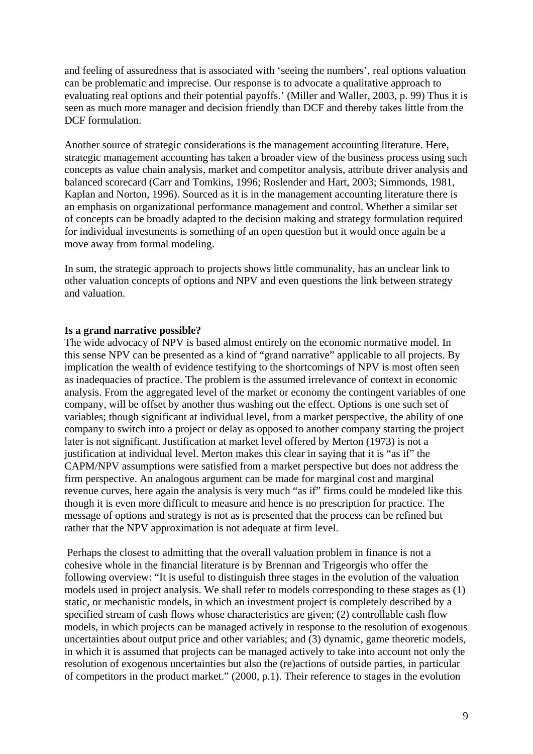and feeling of assuredness that is associated with 'seeing the numbers', real options valuation can be problematic and imprecise. Our response is to advocate a qualitative approach to evaluating real options and their potential payoffs.' (Miller and Waller, 2003, p. 99) Thus it is seen as much more manager and decision friendly than DCF and thereby takes little from the DCF formulation.

Another source of strategic considerations is the management accounting literature. Here, strategic management accounting has taken a broader view of the business process using such concepts as value chain analysis, market and competitor analysis, attribute driver analysis and balanced scorecard (Carr and Tomkins, 1996; Roslender and Hart, 2003; Simmonds, 1981, Kaplan and Norton, 1996). Sourced as it is in the management accounting literature there is an emphasis on organizational performance management and control. Whether a similar set of concepts can be broadly adapted to the decision making and strategy formulation required for individual investments is something of an open question but it would once again be a move away from formal modeling.

In sum, the strategic approach to projects shows little communality, has an unclear link to other valuation concepts of options and NPV and even questions the link between strategy and valuation.

**Is a grand narrative possible?**

The wide advocacy of NPV is based almost entirely on the economic normative model. In this sense NPV can be presented as a kind of "grand narrative" applicable to all projects. By implication the wealth of evidence testifying to the shortcomings of NPV is most often seen as inadequacies of practice. The problem is the assumed irrelevance of context in economic analysis. From the aggregated level of the market or economy the contingent variables of one company, will be offset by another thus washing out the effect. Options is one such set of variables; though significant at individual level, from a market perspective, the ability of one company to switch into a project or delay as opposed to another company starting the project later is not significant. Justification at market level offered by Merton (1973) is not a justification at individual level. Merton makes this clear in saying that it is "as if" the CAPM/NPV assumptions were satisfied from a market perspective but does not address the firm perspective. An analogous argument can be made for marginal cost and marginal revenue curves, here again the analysis is very much "as if" firms could be modeled like this though it is even more difficult to measure and hence is no prescription for practice. The message of options and strategy is not as is presented that the process can be refined but rather that the NPV approximation is not adequate at firm level.

Perhaps the closest to admitting that the overall valuation problem in finance is not a cohesive whole in the financial literature is by Brennan and Trigeorgis who offer the following overview: "It is useful to distinguish three stages in the evolution of the valuation models used in project analysis. We shall refer to models corresponding to these stages as (1) static, or mechanistic models, in which an investment project is completely described by a specified stream of cash flows whose characteristics are given; (2) controllable cash flow models, in which projects can be managed actively in response to the resolution of exogenous uncertainties about output price and other variables; and (3) dynamic, game theoretic models, in which it is assumed that projects can be managed actively to take into account not only the resolution of exogenous uncertainties but also the (re)actions of outside parties, in particular of competitors in the product market." (2000, p.1). Their reference to stages in the evolution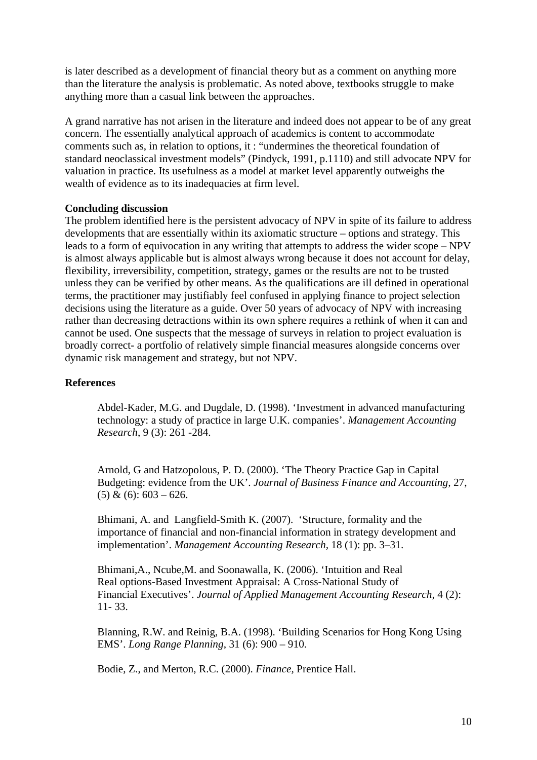is later described as a development of financial theory but as a comment on anything more than the literature the analysis is problematic. As noted above, textbooks struggle to make anything more than a casual link between the approaches.

A grand narrative has not arisen in the literature and indeed does not appear to be of any great concern. The essentially analytical approach of academics is content to accommodate comments such as, in relation to options, it : "undermines the theoretical foundation of standard neoclassical investment models" (Pindyck, 1991, p.1110) and still advocate NPV for valuation in practice. Its usefulness as a model at market level apparently outweighs the wealth of evidence as to its inadequacies at firm level.

**Concluding discussion**

The problem identified here is the persistent advocacy of NPV in spite of its failure to address developments that are essentially within its axiomatic structure – options and strategy. This leads to a form of equivocation in any writing that attempts to address the wider scope – NPV is almost always applicable but is almost always wrong because it does not account for delay, flexibility, irreversibility, competition, strategy, games or the results are not to be trusted unless they can be verified by other means. As the qualifications are ill defined in operational terms, the practitioner may justifiably feel confused in applying finance to project selection decisions using the literature as a guide. Over 50 years of advocacy of NPV with increasing rather than decreasing detractions within its own sphere requires a rethink of when it can and cannot be used. One suspects that the message of surveys in relation to project evaluation is broadly correct- a portfolio of relatively simple financial measures alongside concerns over dynamic risk management and strategy, but not NPV.

**References**

Abdel-Kader, M.G. and Dugdale, D. (1998). 'Investment in advanced manufacturing technology: a study of practice in large U.K. companies'. *Management Accounting Research*, 9 (3): 261 -284.

Arnold, G and Hatzopolous, P. D. (2000). 'The Theory Practice Gap in Capital Budgeting: evidence from the UK'. *Journal of Business Finance and Accounting,* 27, (5) & (6): 603 – 626.

Bhimani, A. and Langfield-Smith K. (2007). 'Structure, formality and the importance of financial and non-financial information in strategy development and implementation'. *Management Accounting Research,* 18 (1): pp. 3–31.

Bhimani,A., Ncube,M. and Soonawalla, K. (2006). 'Intuition and Real Real options-Based Investment Appraisal: A Cross-National Study of Financial Executives'. *Journal of Applied Management Accounting Research,* 4 (2): 11- 33.

Blanning, R.W. and Reinig, B.A. (1998). 'Building Scenarios for Hong Kong Using EMS'. *Long Range Planning*, 31 (6): 900 – 910.

Bodie, Z., and Merton, R.C. (2000). *Finance*, Prentice Hall.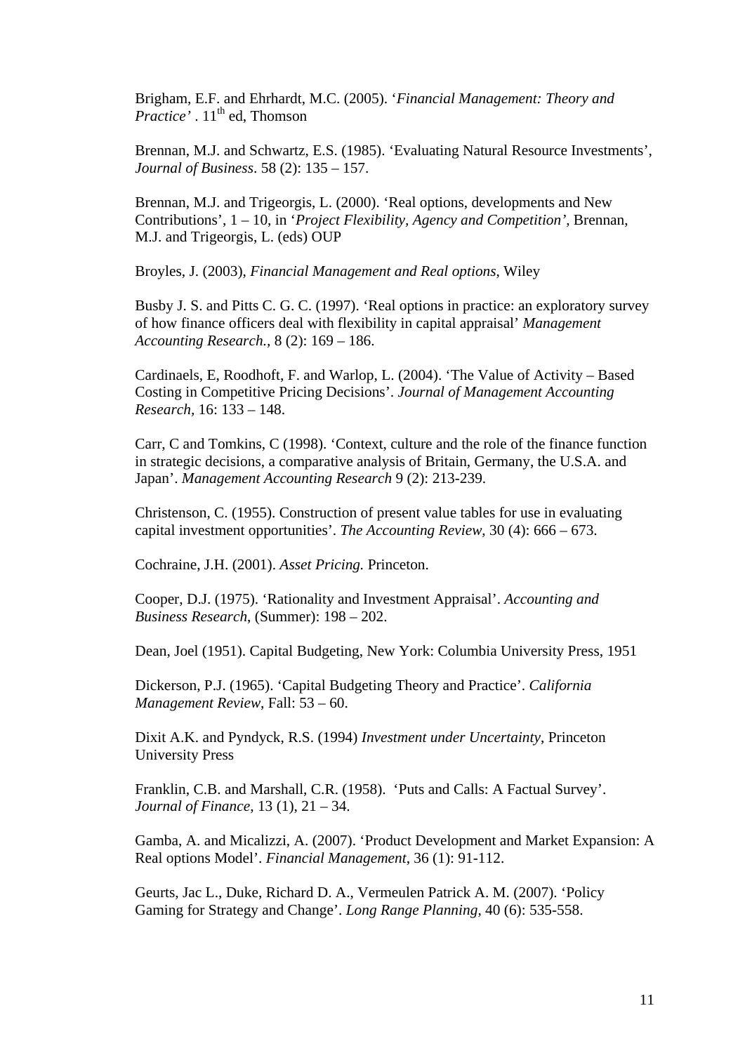Brigham, E.F. and Ehrhardt, M.C. (2005). '*Financial Management: Theory and Practice'* . 11th ed, Thomson

Brennan, M.J. and Schwartz, E.S. (1985). 'Evaluating Natural Resource Investments', *Journal of Business*. 58 (2): 135 – 157.

Brennan, M.J. and Trigeorgis, L. (2000). 'Real options, developments and New Contributions', 1 – 10, in '*Project Flexibility, Agency and Competition'*, Brennan, M.J. and Trigeorgis, L. (eds) OUP

Broyles, J. (2003), *Financial Management and Real options*, Wiley

Busby J. S. and Pitts C. G. C. (1997). 'Real options in practice: an exploratory survey of how finance officers deal with flexibility in capital appraisal' *Management Accounting Research.*, 8 (2): 169 – 186.

Cardinaels, E, Roodhoft, F. and Warlop, L. (2004). 'The Value of Activity – Based Costing in Competitive Pricing Decisions'. *Journal of Management Accounting Research*, 16: 133 – 148.

Carr, C and Tomkins, C (1998). 'Context, culture and the role of the finance function in strategic decisions, a comparative analysis of Britain, Germany, the U.S.A. and Japan'. *Management Accounting Research* 9 (2): 213-239.

Christenson, C. (1955). Construction of present value tables for use in evaluating capital investment opportunities'. *The Accounting Review*, 30 (4): 666 – 673.

Cochraine, J.H. (2001). *Asset Pricing.* Princeton.

Cooper, D.J. (1975). 'Rationality and Investment Appraisal'. *Accounting and Business Research*, (Summer): 198 – 202.

Dean, Joel (1951). Capital Budgeting, New York: Columbia University Press, 1951

Dickerson, P.J. (1965). 'Capital Budgeting Theory and Practice'. *California Management Review*, Fall: 53 – 60.

Dixit A.K. and Pyndyck, R.S. (1994) *Investment under Uncertainty*, Princeton University Press

Franklin, C.B. and Marshall, C.R. (1958). 'Puts and Calls: A Factual Survey'. *Journal of Finance*, 13 (1), 21 – 34.

Gamba, A. and Micalizzi, A. (2007). 'Product Development and Market Expansion: A Real options Model'. *Financial Management*, 36 (1): 91-112.

Geurts, Jac L., Duke, Richard D. A., Vermeulen Patrick A. M. (2007). 'Policy Gaming for Strategy and Change'. *Long Range Planning*, 40 (6): 535-558.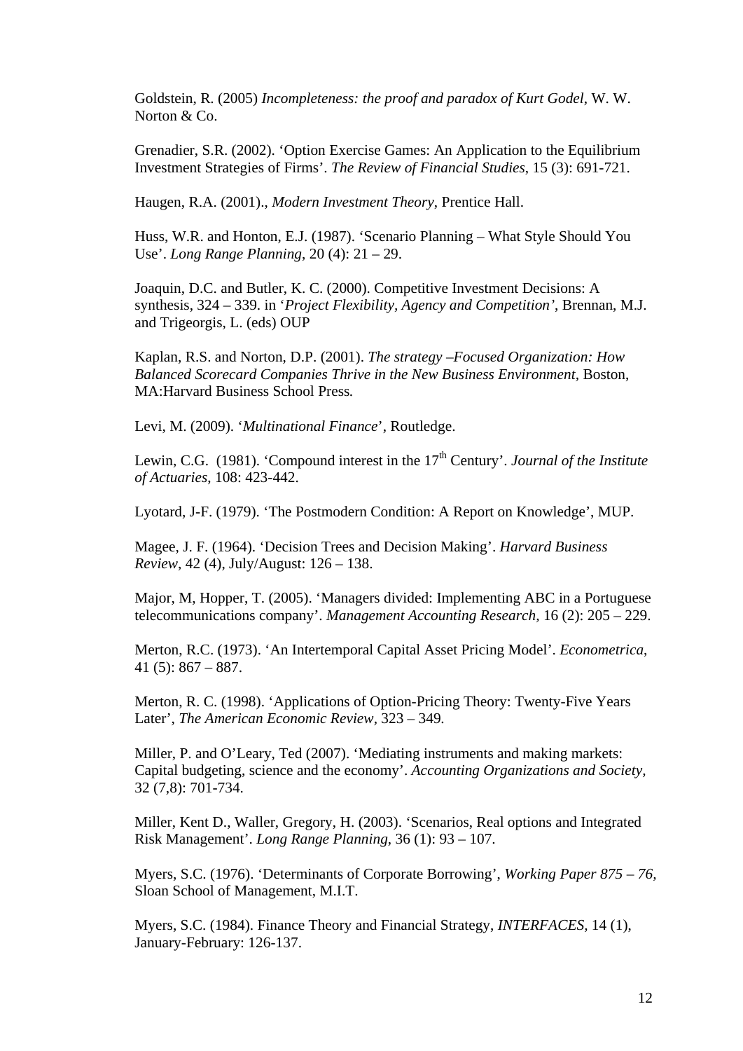Goldstein, R. (2005) *Incompleteness: the proof and paradox of Kurt Godel*, W. W. Norton & Co.

Grenadier, S.R. (2002). 'Option Exercise Games: An Application to the Equilibrium Investment Strategies of Firms'. *The Review of Financial Studies*, 15 (3): 691-721.

Haugen, R.A. (2001)., *Modern Investment Theory*, Prentice Hall.

Huss, W.R. and Honton, E.J. (1987). 'Scenario Planning – What Style Should You Use'. *Long Range Planning*, 20 (4): 21 – 29.

Joaquin, D.C. and Butler, K. C. (2000). Competitive Investment Decisions: A synthesis, 324 – 339. in '*Project Flexibility, Agency and Competition*', Brennan, M.J. and Trigeorgis, L. (eds) OUP

Kaplan, R.S. and Norton, D.P. (2001). *The strategy –Focused Organization: How Balanced Scorecard Companies Thrive in the New Business Environment*, Boston, MA:Harvard Business School Press.

Levi, M. (2009). '*Multinational Finance*', Routledge.

Lewin, C.G. (1981). 'Compound interest in the 17th Century'. *Journal of the Institute of Actuaries*, 108: 423-442.

Lyotard, J-F. (1979). 'The Postmodern Condition: A Report on Knowledge', MUP.

Magee, J. F. (1964). 'Decision Trees and Decision Making'. *Harvard Business Review*, 42 (4), July/August: 126 – 138.

Major, M, Hopper, T. (2005). 'Managers divided: Implementing ABC in a Portuguese telecommunications company'. *Management Accounting Research,* 16 (2): 205 – 229.

Merton, R.C. (1973). 'An Intertemporal Capital Asset Pricing Model'. *Econometrica*, 41 (5): 867 – 887.

Merton, R. C. (1998). 'Applications of Option-Pricing Theory: Twenty-Five Years Later', *The American Economic Review*, 323 – 349.

Miller, P. and O'Leary, Ted (2007). 'Mediating instruments and making markets: Capital budgeting, science and the economy'. *Accounting Organizations and Society,* 32 (7,8): 701-734.

Miller, Kent D., Waller, Gregory, H. (2003). 'Scenarios, Real options and Integrated Risk Management'. *Long Range Planning*, 36 (1): 93 – 107.

Myers, S.C. (1976). 'Determinants of Corporate Borrowing', *Working Paper 875 – 76,* Sloan School of Management, M.I.T.

Myers, S.C. (1984). Finance Theory and Financial Strategy, *INTERFACES*, 14 (1), January-February: 126-137.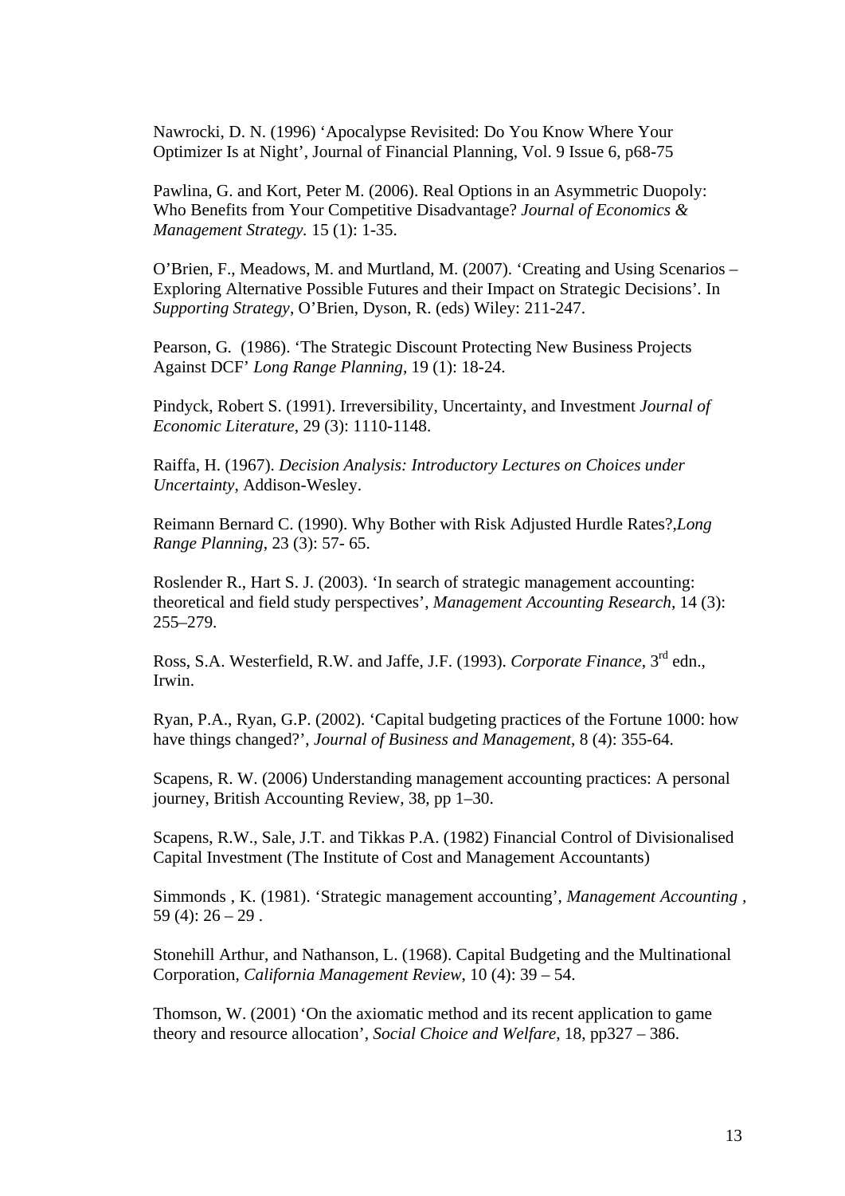Nawrocki, D. N. (1996) 'Apocalypse Revisited: Do You Know Where Your Optimizer Is at Night', Journal of Financial Planning, Vol. 9 Issue 6, p68-75

Pawlina, G. and Kort, Peter M. (2006). Real Options in an Asymmetric Duopoly: Who Benefits from Your Competitive Disadvantage? *Journal of Economics & Management Strategy.* 15 (1): 1-35.

O'Brien, F., Meadows, M. and Murtland, M. (2007). 'Creating and Using Scenarios – Exploring Alternative Possible Futures and their Impact on Strategic Decisions'. In *Supporting Strategy*, O'Brien, Dyson, R. (eds) Wiley: 211-247.

Pearson, G. (1986). 'The Strategic Discount Protecting New Business Projects Against DCF' *Long Range Planning,* 19 (1): 18-24.

Pindyck, Robert S. (1991). Irreversibility, Uncertainty, and Investment *Journal of Economic Literature*, 29 (3): 1110-1148.

Raiffa, H. (1967). *Decision Analysis: Introductory Lectures on Choices under Uncertainty,* Addison-Wesley.

Reimann Bernard C. (1990). Why Bother with Risk Adjusted Hurdle Rates?,*Long Range Planning*, 23 (3): 57- 65.

Roslender R., Hart S. J. (2003). 'In search of strategic management accounting: theoretical and field study perspectives', *Management Accounting Research,* 14 (3): 255–279.

Ross, S.A. Westerfield, R.W. and Jaffe, J.F. (1993). *Corporate Finance*, 3rd edn., Irwin.

Ryan, P.A., Ryan, G.P. (2002). 'Capital budgeting practices of the Fortune 1000: how have things changed?', *Journal of Business and Management*, 8 (4): 355-64.

Scapens, R. W. (2006) Understanding management accounting practices: A personal journey, British Accounting Review, 38, pp 1–30.

Scapens, R.W., Sale, J.T. and Tikkas P.A. (1982) Financial Control of Divisionalised Capital Investment (The Institute of Cost and Management Accountants)

Simmonds , K. (1981). 'Strategic management accounting', *Management Accounting* , 59 (4): 26 – 29 .

Stonehill Arthur, and Nathanson, L. (1968). Capital Budgeting and the Multinational Corporation, *California Management Review*, 10 (4): 39 – 54.

Thomson, W. (2001) 'On the axiomatic method and its recent application to game theory and resource allocation', *Social Choice and Welfare*, 18, pp327 – 386.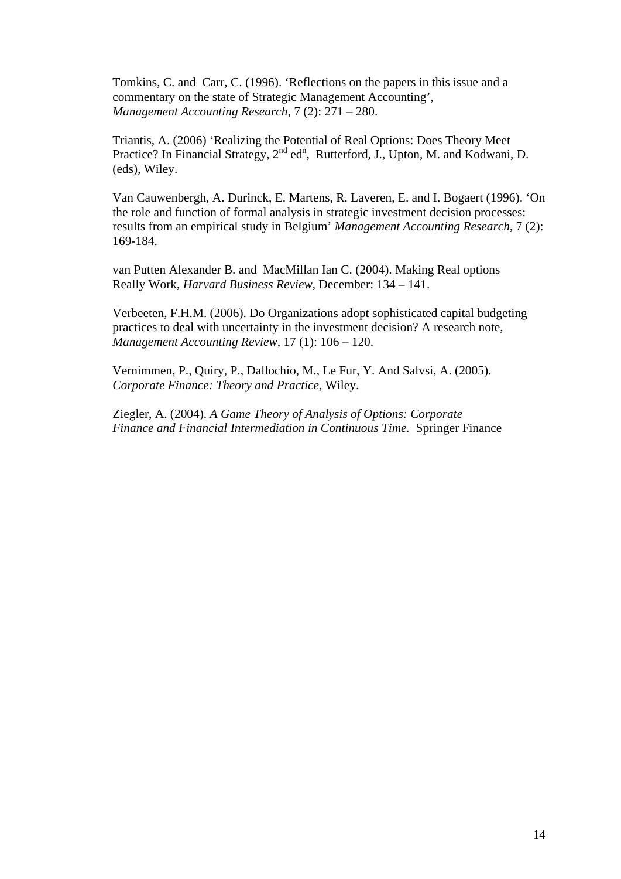Tomkins, C. and Carr, C. (1996). 'Reflections on the papers in this issue and a commentary on the state of Strategic Management Accounting', *Management Accounting Research*, 7 (2): 271 – 280.

Triantis, A. (2006) 'Realizing the Potential of Real Options: Does Theory Meet Practice? In Financial Strategy, 2nd edn, Rutterford, J., Upton, M. and Kodwani, D. (eds), Wiley.

Van Cauwenbergh, A. Durinck, E. Martens, R. Laveren, E. and I. Bogaert (1996). 'On the role and function of formal analysis in strategic investment decision processes: results from an empirical study in Belgium' *Management Accounting Research*, 7 (2): 169-184.

van Putten Alexander B. and MacMillan Ian C. (2004). Making Real options Really Work, *Harvard Business Review*, December: 134 – 141.

Verbeeten, F.H.M. (2006). Do Organizations adopt sophisticated capital budgeting practices to deal with uncertainty in the investment decision? A research note, *Management Accounting Review*, 17 (1): 106 – 120.

Vernimmen, P., Quiry, P., Dallochio, M., Le Fur, Y. And Salvsi, A. (2005). *Corporate Finance: Theory and Practice*, Wiley.

Ziegler, A. (2004). *A Game Theory of Analysis of Options: Corporate Finance and Financial Intermediation in Continuous Time.* Springer Finance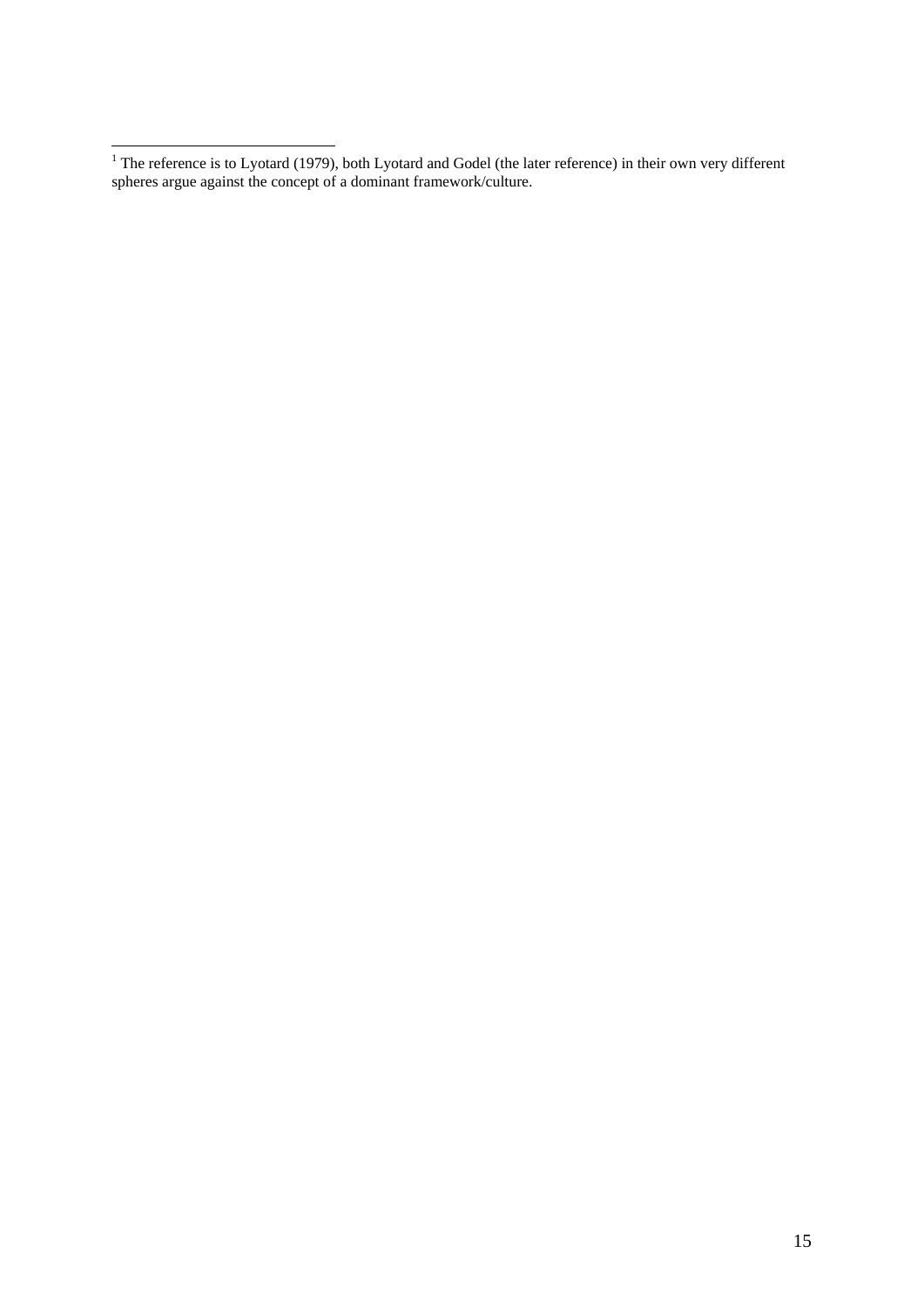[1] The reference is to Lyotard (1979), both Lyotard and Godel (the later reference) in their own very different spheres argue against the concept of a dominant framework/culture.